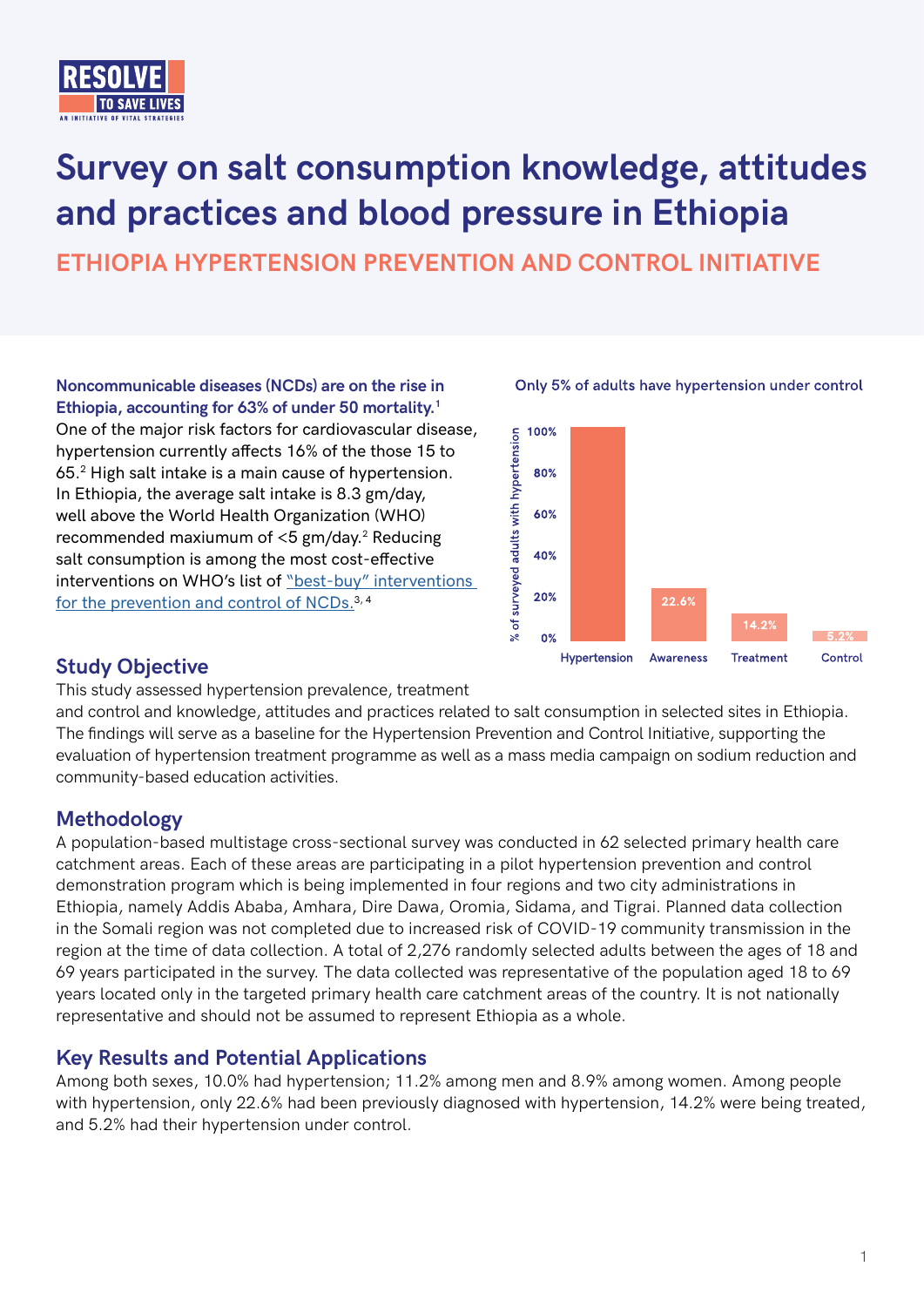RESOLVE TO SAVE LIVES
AN INITIATIVE OF VITAL STRATEGIES

# Survey on salt consumption knowledge, attitudes and practices and blood pressure in Ethiopia

## ETHIOPIA HYPERTENSION PREVENTION AND CONTROL INITIATIVE

**Noncommunicable diseases (NCDs) are on the rise in Ethiopia, accounting for 63% of under 50 mortality.**[1] One of the major risk factors for cardiovascular disease, hypertension currently affects 16% of the those 15 to 65.[2] High salt intake is a main cause of hypertension. In Ethiopia, the average salt intake is 8.3 gm/day, well above the World Health Organization (WHO) recommended maxiumum of <5 gm/day.[2] Reducing salt consumption is among the most cost-effective interventions on WHO's list of "best-buy" interventions for the prevention and control of NCDs.[3, 4]

**Only 5% of adults have hypertension under control**

| | % of surveyed adults with hypertension |
|---|---|
| Hypertension | 100% |
| Awareness | 22.6% |
| Treatment | 14.2% |
| Control | 5.2% |

## Study Objective

This study assessed hypertension prevalence, treatment and control and knowledge, attitudes and practices related to salt consumption in selected sites in Ethiopia. The findings will serve as a baseline for the Hypertension Prevention and Control Initiative, supporting the evaluation of hypertension treatment programme as well as a mass media campaign on sodium reduction and community-based education activities.

## Methodology

A population-based multistage cross-sectional survey was conducted in 62 selected primary health care catchment areas. Each of these areas are participating in a pilot hypertension prevention and control demonstration program which is being implemented in four regions and two city administrations in Ethiopia, namely Addis Ababa, Amhara, Dire Dawa, Oromia, Sidama, and Tigrai. Planned data collection in the Somali region was not completed due to increased risk of COVID-19 community transmission in the region at the time of data collection. A total of 2,276 randomly selected adults between the ages of 18 and 69 years participated in the survey. The data collected was representative of the population aged 18 to 69 years located only in the targeted primary health care catchment areas of the country. It is not nationally representative and should not be assumed to represent Ethiopia as a whole.

## Key Results and Potential Applications

Among both sexes, 10.0% had hypertension; 11.2% among men and 8.9% among women. Among people with hypertension, only 22.6% had been previously diagnosed with hypertension, 14.2% were being treated, and 5.2% had their hypertension under control.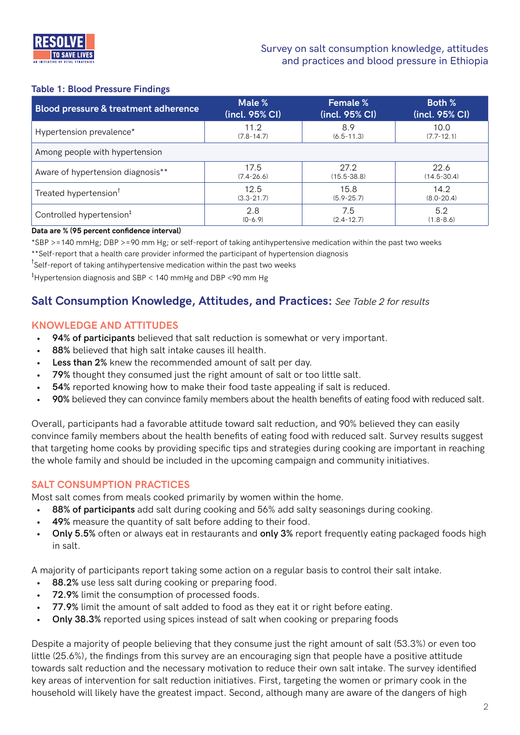**Table 1: Blood Pressure Findings**

| Blood pressure & treatment adherence | Male % (incl. 95% CI) | Female % (incl. 95% CI) | Both % (incl. 95% CI) |
|---|---|---|---|
| Hypertension prevalence* | 11.2 (7.8-14.7) | 8.9 (6.5-11.3) | 10.0 (7.7-12.1) |
| Among people with hypertension | | | |
| Aware of hypertension diagnosis** | 17.5 (7.4-26.6) | 27.2 (15.5-38.8) | 22.6 (14.5-30.4) |
| Treated hypertension† | 12.5 (3.3-21.7) | 15.8 (5.9-25.7) | 14.2 (8.0-20.4) |
| Controlled hypertension‡ | 2.8 (0-6.9) | 7.5 (2.4-12.7) | 5.2 (1.8-8.6) |

**Data are % (95 percent confidence interval)**

*SBP >=140 mmHg; DBP >=90 mm Hg; or self-report of taking antihypertensive medication within the past two weeks

**Self-report that a health care provider informed the participant of hypertension diagnosis

†Self-report of taking antihypertensive medication within the past two weeks

‡Hypertension diagnosis and SBP < 140 mmHg and DBP <90 mm Hg

## Salt Consumption Knowledge, Attitudes, and Practices: *See Table 2 for results*

### KNOWLEDGE AND ATTITUDES

- **94% of participants** believed that salt reduction is somewhat or very important.
- **88%** believed that high salt intake causes ill health.
- **Less than 2%** knew the recommended amount of salt per day.
- **79%** thought they consumed just the right amount of salt or too little salt.
- **54%** reported knowing how to make their food taste appealing if salt is reduced.
- **90%** believed they can convince family members about the health benefits of eating food with reduced salt.

Overall, participants had a favorable attitude toward salt reduction, and 90% believed they can easily convince family members about the health benefits of eating food with reduced salt. Survey results suggest that targeting home cooks by providing specific tips and strategies during cooking are important in reaching the whole family and should be included in the upcoming campaign and community initiatives.

### SALT CONSUMPTION PRACTICES

Most salt comes from meals cooked primarily by women within the home.

- **88% of participants** add salt during cooking and 56% add salty seasonings during cooking.
- **49%** measure the quantity of salt before adding to their food.
- **Only 5.5%** often or always eat in restaurants and **only 3%** report frequently eating packaged foods high in salt.

A majority of participants report taking some action on a regular basis to control their salt intake.

- **88.2%** use less salt during cooking or preparing food.
- **72.9%** limit the consumption of processed foods.
- **77.9%** limit the amount of salt added to food as they eat it or right before eating.
- **Only 38.3%** reported using spices instead of salt when cooking or preparing foods

Despite a majority of people believing that they consume just the right amount of salt (53.3%) or even too little (25.6%), the findings from this survey are an encouraging sign that people have a positive attitude towards salt reduction and the necessary motivation to reduce their own salt intake. The survey identified key areas of intervention for salt reduction initiatives. First, targeting the women or primary cook in the household will likely have the greatest impact. Second, although many are aware of the dangers of high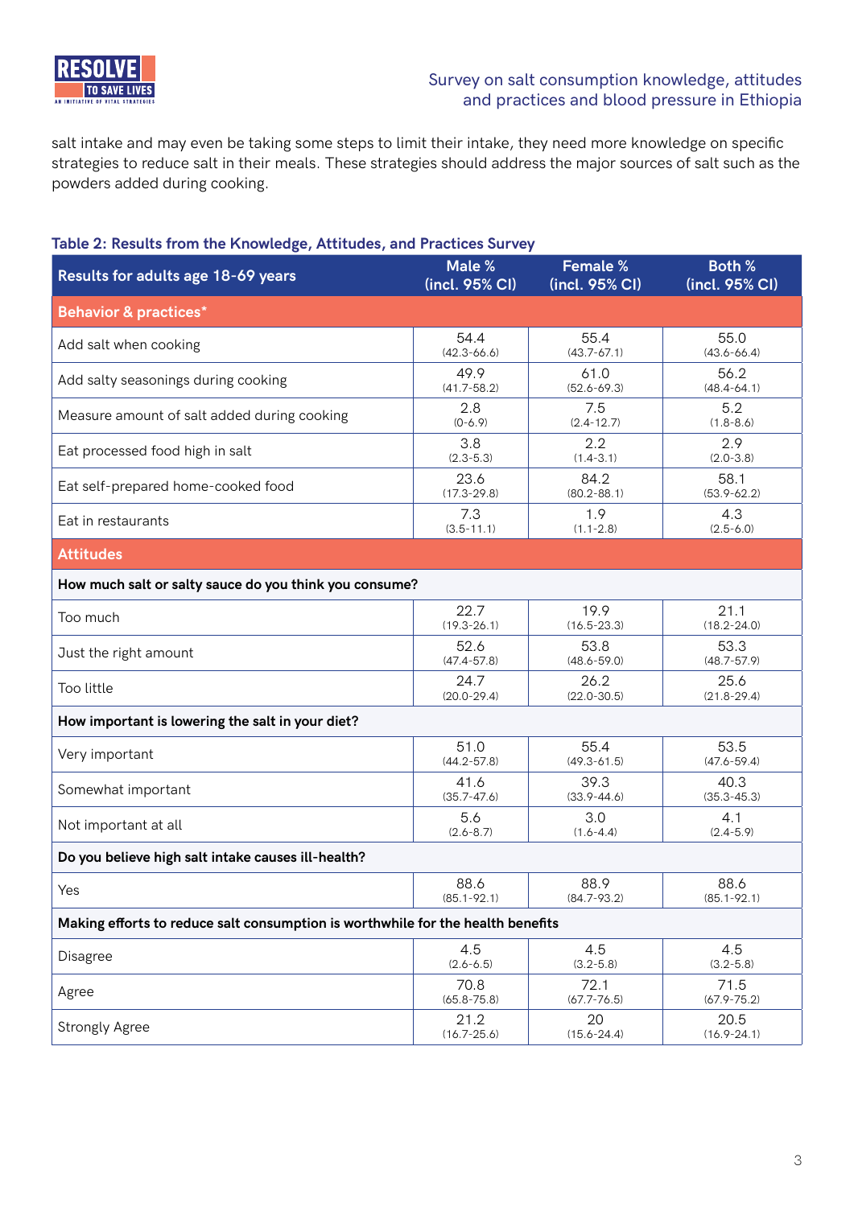salt intake and may even be taking some steps to limit their intake, they need more knowledge on specific strategies to reduce salt in their meals. These strategies should address the major sources of salt such as the powders added during cooking.

### Table 2: Results from the Knowledge, Attitudes, and Practices Survey

| Results for adults age 18-69 years | Male % (incl. 95% CI) | Female % (incl. 95% CI) | Both % (incl. 95% CI) |
|---|---|---|---|
| **Behavior & practices*** | | | |
| Add salt when cooking | 54.4 (42.3-66.6) | 55.4 (43.7-67.1) | 55.0 (43.6-66.4) |
| Add salty seasonings during cooking | 49.9 (41.7-58.2) | 61.0 (52.6-69.3) | 56.2 (48.4-64.1) |
| Measure amount of salt added during cooking | 2.8 (0-6.9) | 7.5 (2.4-12.7) | 5.2 (1.8-8.6) |
| Eat processed food high in salt | 3.8 (2.3-5.3) | 2.2 (1.4-3.1) | 2.9 (2.0-3.8) |
| Eat self-prepared home-cooked food | 23.6 (17.3-29.8) | 84.2 (80.2-88.1) | 58.1 (53.9-62.2) |
| Eat in restaurants | 7.3 (3.5-11.1) | 1.9 (1.1-2.8) | 4.3 (2.5-6.0) |
| **Attitudes** | | | |
| **How much salt or salty sauce do you think you consume?** | | | |
| Too much | 22.7 (19.3-26.1) | 19.9 (16.5-23.3) | 21.1 (18.2-24.0) |
| Just the right amount | 52.6 (47.4-57.8) | 53.8 (48.6-59.0) | 53.3 (48.7-57.9) |
| Too little | 24.7 (20.0-29.4) | 26.2 (22.0-30.5) | 25.6 (21.8-29.4) |
| **How important is lowering the salt in your diet?** | | | |
| Very important | 51.0 (44.2-57.8) | 55.4 (49.3-61.5) | 53.5 (47.6-59.4) |
| Somewhat important | 41.6 (35.7-47.6) | 39.3 (33.9-44.6) | 40.3 (35.3-45.3) |
| Not important at all | 5.6 (2.6-8.7) | 3.0 (1.6-4.4) | 4.1 (2.4-5.9) |
| **Do you believe high salt intake causes ill-health?** | | | |
| Yes | 88.6 (85.1-92.1) | 88.9 (84.7-93.2) | 88.6 (85.1-92.1) |
| **Making efforts to reduce salt consumption is worthwhile for the health benefits** | | | |
| Disagree | 4.5 (2.6-6.5) | 4.5 (3.2-5.8) | 4.5 (3.2-5.8) |
| Agree | 70.8 (65.8-75.8) | 72.1 (67.7-76.5) | 71.5 (67.9-75.2) |
| Strongly Agree | 21.2 (16.7-25.6) | 20 (15.6-24.4) | 20.5 (16.9-24.1) |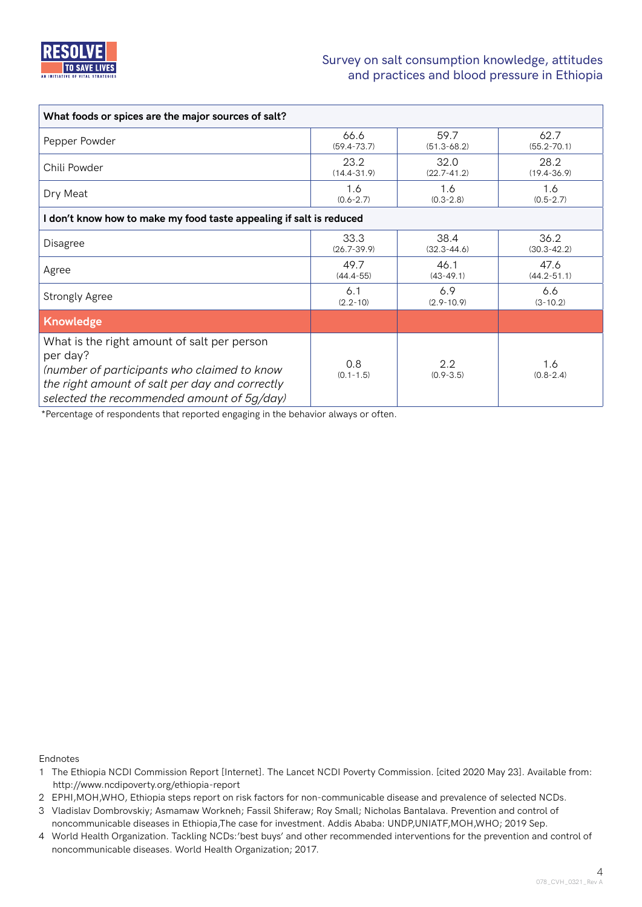| | | | |
|---|---|---|---|
| **What foods or spices are the major sources of salt?** | | | |
| Pepper Powder | 66.6 (59.4-73.7) | 59.7 (51.3-68.2) | 62.7 (55.2-70.1) |
| Chili Powder | 23.2 (14.4-31.9) | 32.0 (22.7-41.2) | 28.2 (19.4-36.9) |
| Dry Meat | 1.6 (0.6-2.7) | 1.6 (0.3-2.8) | 1.6 (0.5-2.7) |
| **I don't know how to make my food taste appealing if salt is reduced** | | | |
| Disagree | 33.3 (26.7-39.9) | 38.4 (32.3-44.6) | 36.2 (30.3-42.2) |
| Agree | 49.7 (44.4-55) | 46.1 (43-49.1) | 47.6 (44.2-51.1) |
| Strongly Agree | 6.1 (2.2-10) | 6.9 (2.9-10.9) | 6.6 (3-10.2) |
| **Knowledge** | | | |
| What is the right amount of salt per person per day? *(number of participants who claimed to know the right amount of salt per day and correctly selected the recommended amount of 5g/day)* | 0.8 (0.1-1.5) | 2.2 (0.9-3.5) | 1.6 (0.8-2.4) |

*Percentage of respondents that reported engaging in the behavior always or often.

Endnotes

1. The Ethiopia NCDI Commission Report [Internet]. The Lancet NCDI Poverty Commission. [cited 2020 May 23]. Available from: http://www.ncdipoverty.org/ethiopia-report
2. EPHI,MOH,WHO, Ethiopia steps report on risk factors for non-communicable disease and prevalence of selected NCDs.
3. Vladislav Dombrovskiy; Asmamaw Workneh; Fassil Shiferaw; Roy Small; Nicholas Bantalava. Prevention and control of noncommunicable diseases in Ethiopia,The case for investment. Addis Ababa: UNDP,UNIATF,MOH,WHO; 2019 Sep.
4. World Health Organization. Tackling NCDs:'best buys' and other recommended interventions for the prevention and control of noncommunicable diseases. World Health Organization; 2017.